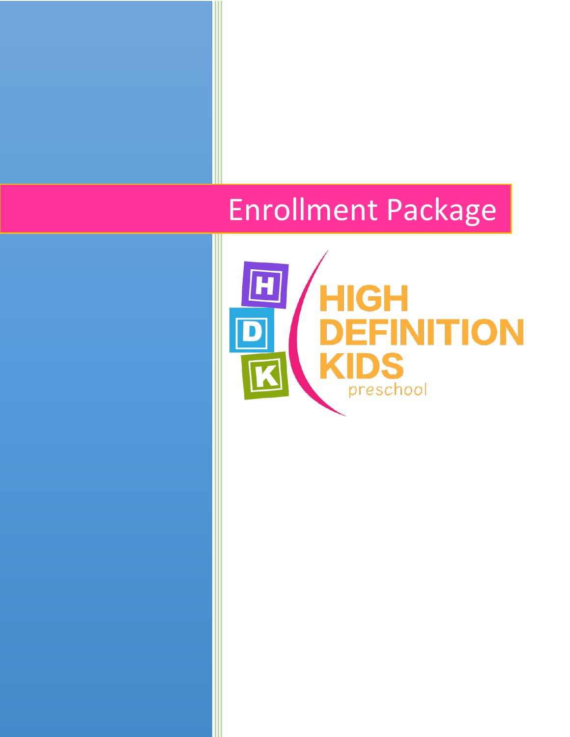# Enrollment Package

H D K

HIGH DEFINITION KIDS

preschool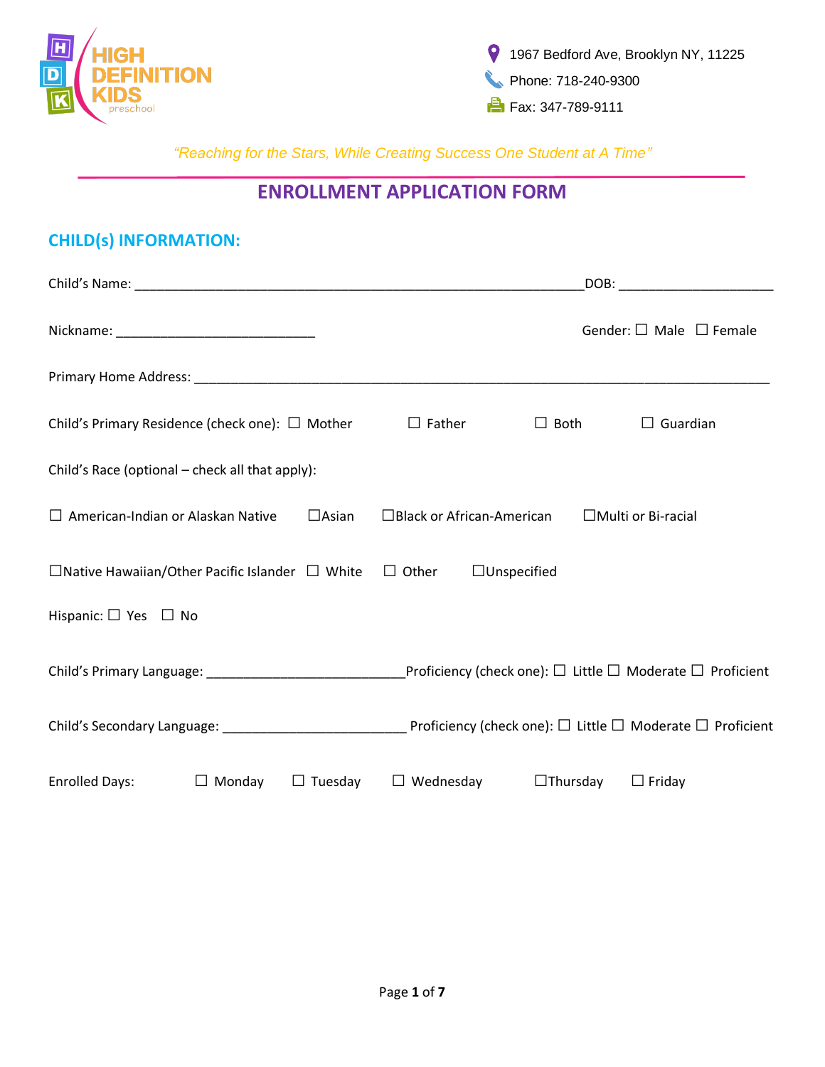HIGH DEFINITION KIDS preschool

1967 Bedford Ave, Brooklyn NY, 11225

Phone: 718-240-9300

Fax: 347-789-9111

*"Reaching for the Stars, While Creating Success One Student at A Time"*

# ENROLLMENT APPLICATION FORM

## CHILD(s) INFORMATION:

Child's Name: _______________________________________________________________DOB: _____________________

Nickname: ____________________________ Gender: ☐ Male ☐ Female

Primary Home Address: _________________________________________________________________________________

Child's Primary Residence (check one): ☐ Mother ☐ Father ☐ Both ☐ Guardian

Child's Race (optional – check all that apply):

☐ American-Indian or Alaskan Native ☐Asian ☐Black or African-American ☐Multi or Bi-racial

☐Native Hawaiian/Other Pacific Islander ☐ White ☐ Other ☐Unspecified

Hispanic: ☐ Yes ☐ No

Child's Primary Language: ____________________________Proficiency (check one): ☐ Little ☐ Moderate ☐ Proficient

Child's Secondary Language: __________________________ Proficiency (check one): ☐ Little ☐ Moderate ☐ Proficient

Enrolled Days: ☐ Monday ☐ Tuesday ☐ Wednesday ☐Thursday ☐ Friday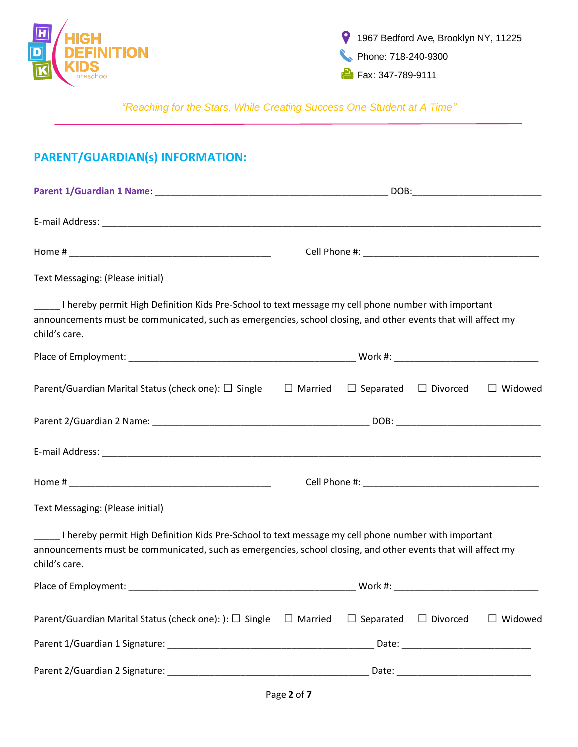HIGH DEFINITION KIDS preschool

1967 Bedford Ave, Brooklyn NY, 11225

Phone: 718-240-9300

Fax: 347-789-9111

*"Reaching for the Stars, While Creating Success One Student at A Time"*

## PARENT/GUARDIAN(s) INFORMATION:

**Parent 1/Guardian 1 Name**: ___________________________________________ DOB:________________________

E-mail Address: ________________________________________________________________________________

Home # _____________________________________ Cell Phone #: ________________________________

Text Messaging: (Please initial)

_____ I hereby permit High Definition Kids Pre-School to text message my cell phone number with important announcements must be communicated, such as emergencies, school closing, and other events that will affect my child's care.

Place of Employment: __________________________________________ Work #: ___________________________

Parent/Guardian Marital Status (check one): ☐ Single ☐ Married ☐ Separated ☐ Divorced ☐ Widowed

Parent 2/Guardian 2 Name: ________________________________________ DOB: ___________________________

E-mail Address: ________________________________________________________________________________

Home # _____________________________________ Cell Phone #: ________________________________

Text Messaging: (Please initial)

_____ I hereby permit High Definition Kids Pre-School to text message my cell phone number with important announcements must be communicated, such as emergencies, school closing, and other events that will affect my child's care.

Place of Employment: __________________________________________ Work #: ___________________________

Parent/Guardian Marital Status (check one): ): ☐ Single ☐ Married ☐ Separated ☐ Divorced ☐ Widowed

Parent 1/Guardian 1 Signature: ______________________________________ Date: ________________________

Parent 2/Guardian 2 Signature: _____________________________________ Date: _________________________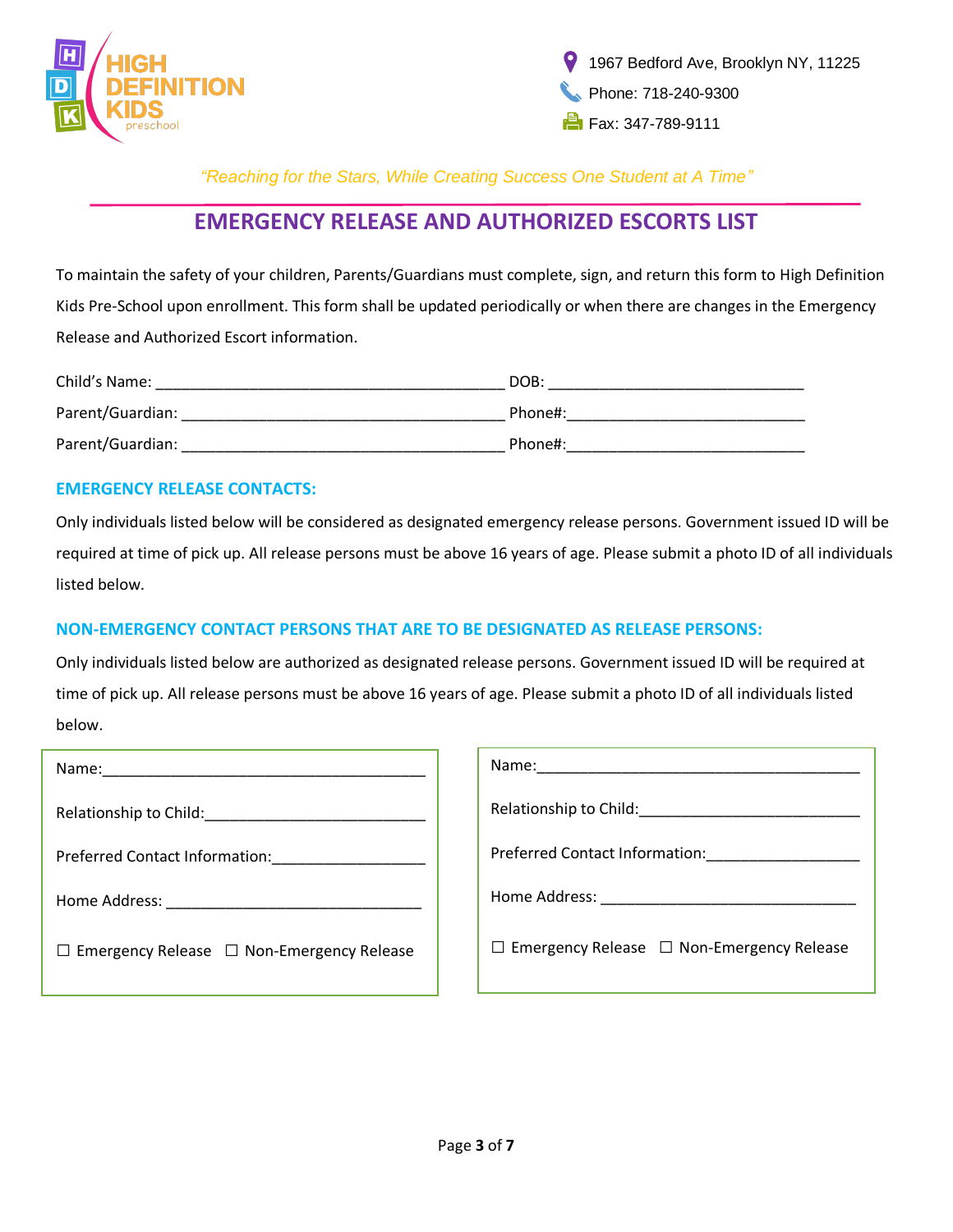HIGH DEFINITION KIDS preschool

1967 Bedford Ave, Brooklyn NY, 11225
Phone: 718-240-9300
Fax: 347-789-9111

*"Reaching for the Stars, While Creating Success One Student at A Time"*

# EMERGENCY RELEASE AND AUTHORIZED ESCORTS LIST

To maintain the safety of your children, Parents/Guardians must complete, sign, and return this form to High Definition Kids Pre-School upon enrollment. This form shall be updated periodically or when there are changes in the Emergency Release and Authorized Escort information.

Child's Name: ________________________________________ DOB: ______________________________

Parent/Guardian: _____________________________________ Phone#:____________________________

Parent/Guardian: _____________________________________ Phone#:____________________________

## EMERGENCY RELEASE CONTACTS:

Only individuals listed below will be considered as designated emergency release persons. Government issued ID will be required at time of pick up. All release persons must be above 16 years of age. Please submit a photo ID of all individuals listed below.

## NON-EMERGENCY CONTACT PERSONS THAT ARE TO BE DESIGNATED AS RELEASE PERSONS:

Only individuals listed below are authorized as designated release persons. Government issued ID will be required at time of pick up. All release persons must be above 16 years of age. Please submit a photo ID of all individuals listed below.

Name:______________________________________

Relationship to Child:_________________________

Preferred Contact Information:__________________

Home Address: ______________________________

☐ Emergency Release ☐ Non-Emergency Release

Name:______________________________________

Relationship to Child:_________________________

Preferred Contact Information:__________________

Home Address: ______________________________

☐ Emergency Release ☐ Non-Emergency Release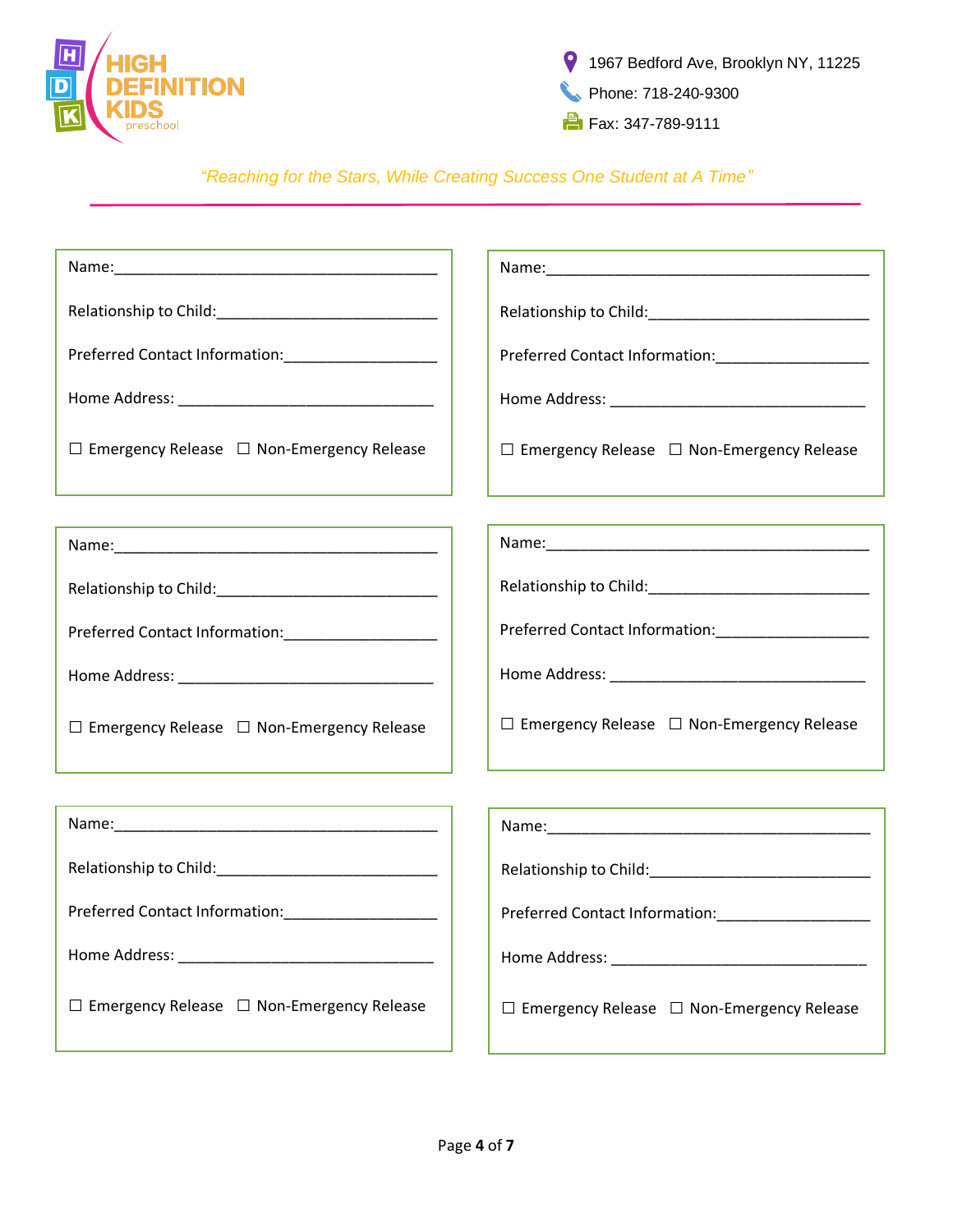HIGH DEFINITION KIDS preschool

1967 Bedford Ave, Brooklyn NY, 11225
Phone: 718-240-9300
Fax: 347-789-9111

*"Reaching for the Stars, While Creating Success One Student at A Time"*

---

Name:_______________________________________

Relationship to Child:_________________________

Preferred Contact Information:_________________

Home Address: ______________________________

☐ Emergency Release ☐ Non-Emergency Release

---

Name:_______________________________________

Relationship to Child:_________________________

Preferred Contact Information:_________________

Home Address: ______________________________

☐ Emergency Release ☐ Non-Emergency Release

---

Name:_______________________________________

Relationship to Child:_________________________

Preferred Contact Information:_________________

Home Address: ______________________________

☐ Emergency Release ☐ Non-Emergency Release

---

Name:_______________________________________

Relationship to Child:_________________________

Preferred Contact Information:_________________

Home Address: ______________________________

☐ Emergency Release ☐ Non-Emergency Release

---

Name:_______________________________________

Relationship to Child:_________________________

Preferred Contact Information:_________________

Home Address: ______________________________

☐ Emergency Release ☐ Non-Emergency Release

---

Name:_______________________________________

Relationship to Child:_________________________

Preferred Contact Information:_________________

Home Address: ______________________________

☐ Emergency Release ☐ Non-Emergency Release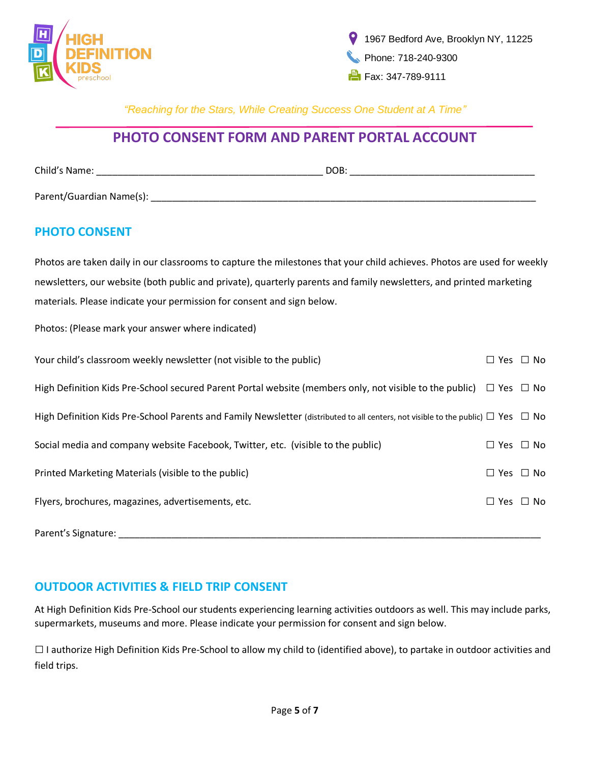HIGH DEFINITION KIDS preschool

1967 Bedford Ave, Brooklyn NY, 11225
Phone: 718-240-9300
Fax: 347-789-9111

*"Reaching for the Stars, While Creating Success One Student at A Time"*

# PHOTO CONSENT FORM AND PARENT PORTAL ACCOUNT

Child's Name: ___________________________________________ DOB: ___________________________________

Parent/Guardian Name(s): ___________________________________________________________________________

## PHOTO CONSENT

Photos are taken daily in our classrooms to capture the milestones that your child achieves. Photos are used for weekly newsletters, our website (both public and private), quarterly parents and family newsletters, and printed marketing materials. Please indicate your permission for consent and sign below.

Photos: (Please mark your answer where indicated)

| | |
|---|---|
| Your child's classroom weekly newsletter (not visible to the public) | ☐ Yes ☐ No |
| High Definition Kids Pre-School secured Parent Portal website (members only, not visible to the public) | ☐ Yes ☐ No |
| High Definition Kids Pre-School Parents and Family Newsletter (distributed to all centers, not visible to the public) | ☐ Yes ☐ No |
| Social media and company website Facebook, Twitter, etc. (visible to the public) | ☐ Yes ☐ No |
| Printed Marketing Materials (visible to the public) | ☐ Yes ☐ No |
| Flyers, brochures, magazines, advertisements, etc. | ☐ Yes ☐ No |

Parent's Signature: ___________________________________________________________________________________

## OUTDOOR ACTIVITIES & FIELD TRIP CONSENT

At High Definition Kids Pre-School our students experiencing learning activities outdoors as well. This may include parks, supermarkets, museums and more. Please indicate your permission for consent and sign below.

☐ I authorize High Definition Kids Pre-School to allow my child to (identified above), to partake in outdoor activities and field trips.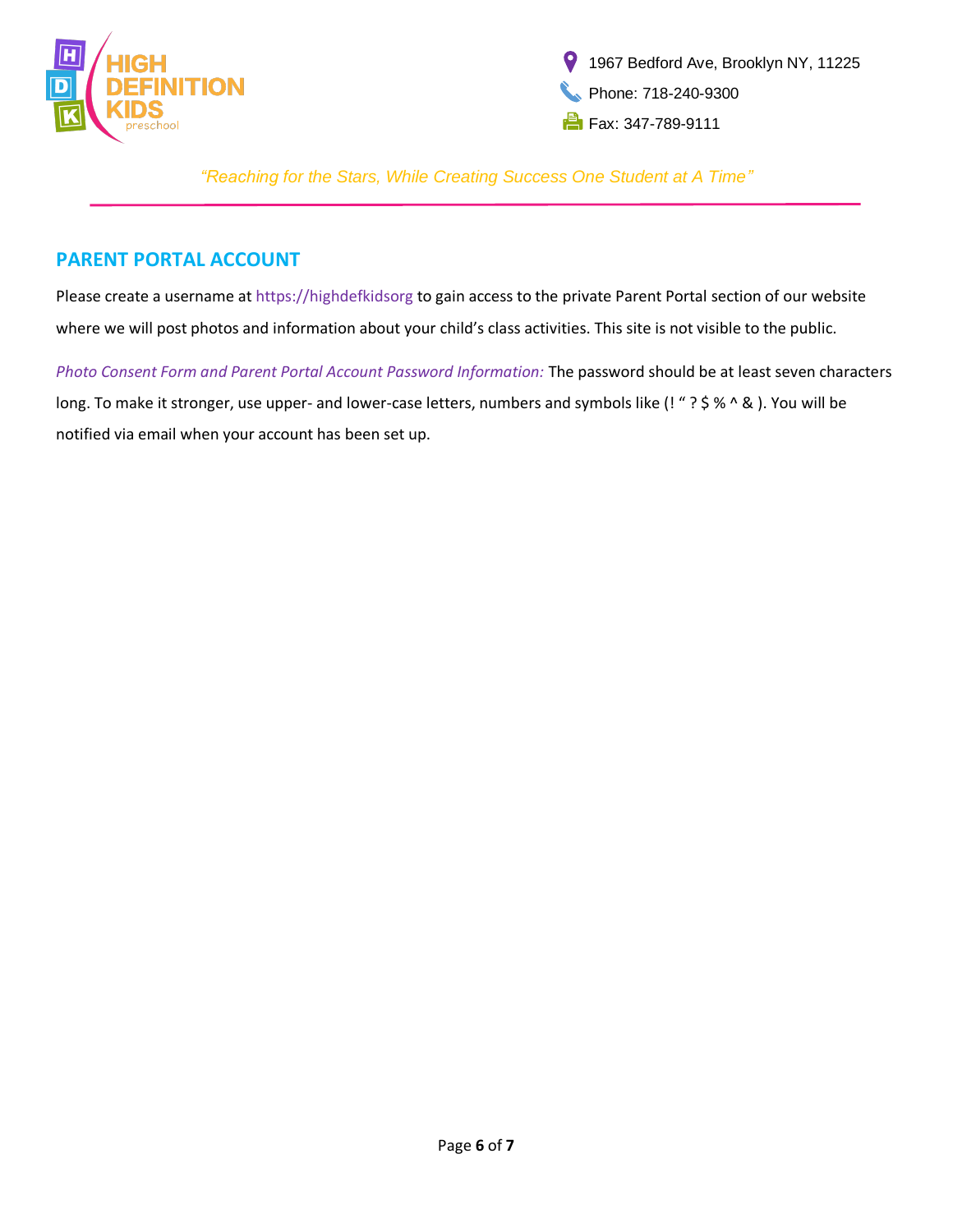## PARENT PORTAL ACCOUNT

Please create a username at https://highdefkidsorg to gain access to the private Parent Portal section of our website where we will post photos and information about your child's class activities. This site is not visible to the public.

*Photo Consent Form and Parent Portal Account Password Information:* The password should be at least seven characters long. To make it stronger, use upper- and lower-case letters, numbers and symbols like (! " ? $ % ^ & ). You will be notified via email when your account has been set up.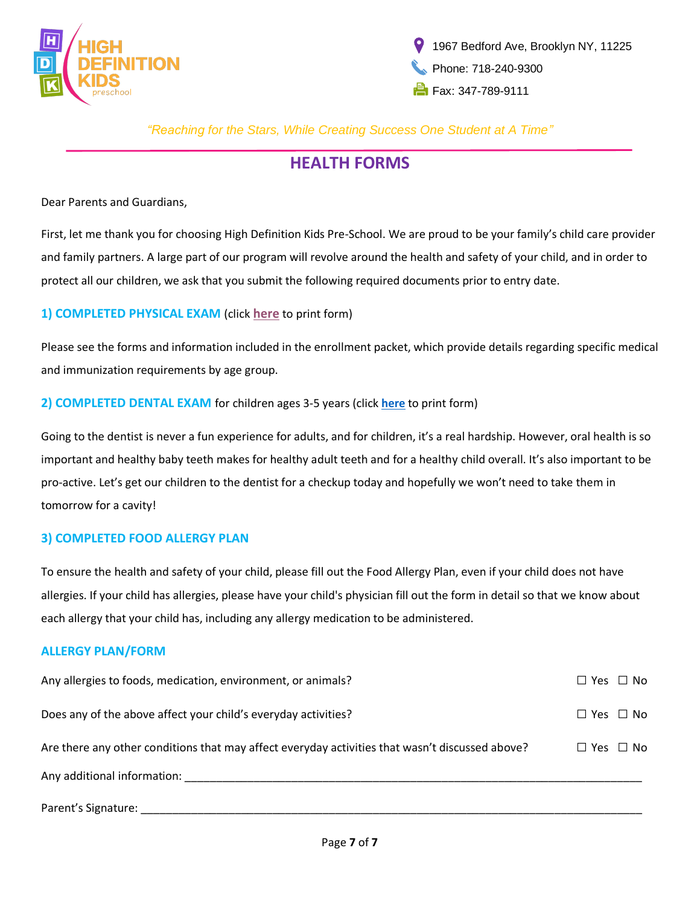HIGH DEFINITION KIDS preschool

1967 Bedford Ave, Brooklyn NY, 11225
Phone: 718-240-9300
Fax: 347-789-9111

*"Reaching for the Stars, While Creating Success One Student at A Time"*

# HEALTH FORMS

Dear Parents and Guardians,

First, let me thank you for choosing High Definition Kids Pre-School. We are proud to be your family's child care provider and family partners. A large part of our program will revolve around the health and safety of your child, and in order to protect all our children, we ask that you submit the following required documents prior to entry date.

### 1) COMPLETED PHYSICAL EXAM (click here to print form)

Please see the forms and information included in the enrollment packet, which provide details regarding specific medical and immunization requirements by age group.

### 2) COMPLETED DENTAL EXAM for children ages 3-5 years (click here to print form)

Going to the dentist is never a fun experience for adults, and for children, it's a real hardship. However, oral health is so important and healthy baby teeth makes for healthy adult teeth and for a healthy child overall. It's also important to be pro-active. Let's get our children to the dentist for a checkup today and hopefully we won't need to take them in tomorrow for a cavity!

### 3) COMPLETED FOOD ALLERGY PLAN

To ensure the health and safety of your child, please fill out the Food Allergy Plan, even if your child does not have allergies. If your child has allergies, please have your child's physician fill out the form in detail so that we know about each allergy that your child has, including any allergy medication to be administered.

### ALLERGY PLAN/FORM

Any allergies to foods, medication, environment, or animals? ☐ Yes ☐ No

Does any of the above affect your child's everyday activities? ☐ Yes ☐ No

Are there any other conditions that may affect everyday activities that wasn't discussed above? ☐ Yes ☐ No

Any additional information: ___________________________________________________________________________

Parent's Signature: ________________________________________________________________________________